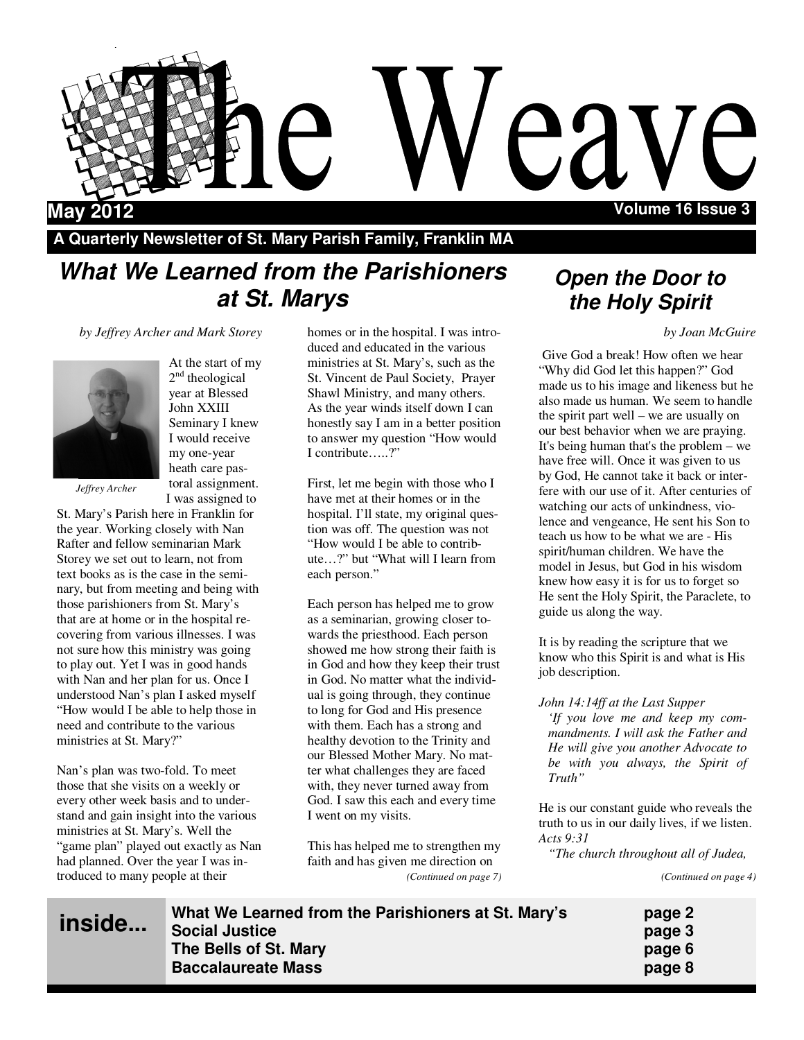# The Weave

**May 2012** **Volume 16 Issue 3**

**A Quarterly Newsletter of St. Mary Parish Family, Franklin MA**

## *What We Learned from the Parishioners at St. Marys*

*by Jeffrey Archer and Mark Storey*

*Jeffrey Archer*

At the start of my 2nd theological year at Blessed John XXIII Seminary I knew I would receive my one-year heath care pastoral assignment. I was assigned to St. Mary's Parish here in Franklin for the year. Working closely with Nan Rafter and fellow seminarian Mark Storey we set out to learn, not from text books as is the case in the seminary, but from meeting and being with those parishioners from St. Mary's that are at home or in the hospital recovering from various illnesses. I was not sure how this ministry was going to play out. Yet I was in good hands with Nan and her plan for us. Once I understood Nan's plan I asked myself "How would I be able to help those in need and contribute to the various ministries at St. Mary?"

Nan's plan was two-fold. To meet those that she visits on a weekly or every other week basis and to understand and gain insight into the various ministries at St. Mary's. Well the "game plan" played out exactly as Nan had planned. Over the year I was introduced to many people at their homes or in the hospital. I was introduced and educated in the various ministries at St. Mary's, such as the St. Vincent de Paul Society, Prayer Shawl Ministry, and many others. As the year winds itself down I can honestly say I am in a better position to answer my question "How would I contribute…..?"

First, let me begin with those who I have met at their homes or in the hospital. I'll state, my original question was off. The question was not "How would I be able to contribute…?" but "What will I learn from each person."

Each person has helped me to grow as a seminarian, growing closer towards the priesthood. Each person showed me how strong their faith is in God and how they keep their trust in God. No matter what the individual is going through, they continue to long for God and His presence with them. Each has a strong and healthy devotion to the Trinity and our Blessed Mother Mary. No matter what challenges they are faced with, they never turned away from God. I saw this each and every time I went on my visits.

This has helped me to strengthen my faith and has given me direction on

*(Continued on page 7)*

## *Open the Door to the Holy Spirit*

*by Joan McGuire*

Give God a break! How often we hear "Why did God let this happen?" God made us to his image and likeness but he also made us human. We seem to handle the spirit part well – we are usually on our best behavior when we are praying. It's being human that's the problem – we have free will. Once it was given to us by God, He cannot take it back or interfere with our use of it. After centuries of watching our acts of unkindness, violence and vengeance, He sent his Son to teach us how to be what we are - His spirit/human children. We have the model in Jesus, but God in his wisdom knew how easy it is for us to forget so He sent the Holy Spirit, the Paraclete, to guide us along the way.

It is by reading the scripture that we know who this Spirit is and what is His job description.

*John 14:14ff at the Last Supper*

*'If you love me and keep my commandments. I will ask the Father and He will give you another Advocate to be with you always, the Spirit of Truth"*

He is our constant guide who reveals the truth to us in our daily lives, if we listen.

*Acts 9:31*

*"The church throughout all of Judea,*

*(Continued on page 4)*

**inside...**

| | |
|---|---|
| **What We Learned from the Parishioners at St. Mary's** | **page 2** |
| **Social Justice** | **page 3** |
| **The Bells of St. Mary** | **page 6** |
| **Baccalaureate Mass** | **page 8** |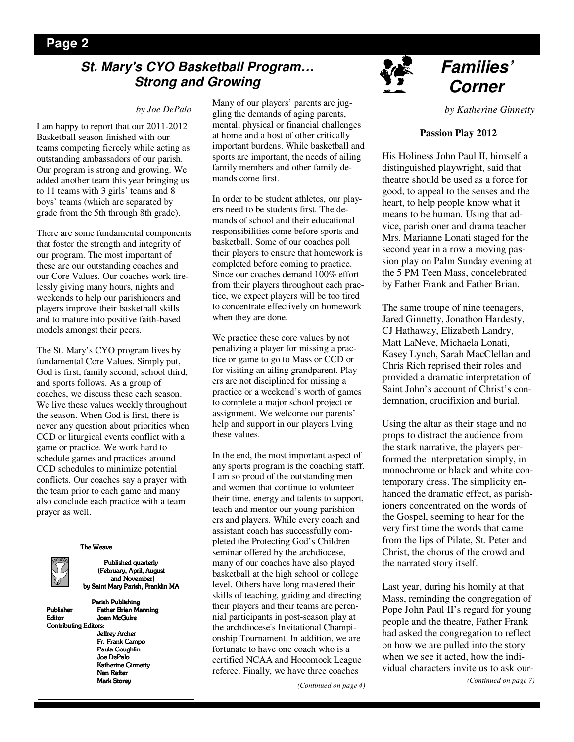## St. Mary's CYO Basketball Program… Strong and Growing

*by Joe DePalo*

I am happy to report that our 2011-2012 Basketball season finished with our teams competing fiercely while acting as outstanding ambassadors of our parish. Our program is strong and growing. We added another team this year bringing us to 11 teams with 3 girls' teams and 8 boys' teams (which are separated by grade from the 5th through 8th grade).

There are some fundamental components that foster the strength and integrity of our program. The most important of these are our outstanding coaches and our Core Values. Our coaches work tirelessly giving many hours, nights and weekends to help our parishioners and players improve their basketball skills and to mature into positive faith-based models amongst their peers.

The St. Mary's CYO program lives by fundamental Core Values. Simply put, God is first, family second, school third, and sports follows. As a group of coaches, we discuss these each season. We live these values weekly throughout the season. When God is first, there is never any question about priorities when CCD or liturgical events conflict with a game or practice. We work hard to schedule games and practices around CCD schedules to minimize potential conflicts. Our coaches say a prayer with the team prior to each game and many also conclude each practice with a team prayer as well.

Many of our players' parents are juggling the demands of aging parents, mental, physical or financial challenges at home and a host of other critically important burdens. While basketball and sports are important, the needs of ailing family members and other family demands come first.

In order to be student athletes, our players need to be students first. The demands of school and their educational responsibilities come before sports and basketball. Some of our coaches poll their players to ensure that homework is completed before coming to practice. Since our coaches demand 100% effort from their players throughout each practice, we expect players will be too tired to concentrate effectively on homework when they are done.

We practice these core values by not penalizing a player for missing a practice or game to go to Mass or CCD or for visiting an ailing grandparent. Players are not disciplined for missing a practice or a weekend's worth of games to complete a major school project or assignment. We welcome our parents' help and support in our players living these values.

In the end, the most important aspect of any sports program is the coaching staff. I am so proud of the outstanding men and women that continue to volunteer their time, energy and talents to support, teach and mentor our young parishioners and players. While every coach and assistant coach has successfully completed the Protecting God's Children seminar offered by the archdiocese, many of our coaches have also played basketball at the high school or college level. Others have long mastered their skills of teaching, guiding and directing their players and their teams are perennial participants in post-season play at the archdiocese's Invitational Championship Tournament. In addition, we are fortunate to have one coach who is a certified NCAA and Hocomock League referee. Finally, we have three coaches

*(Continued on page 4)*

---

**The Weave**

Published quarterly (February, April, August and November) by Saint Mary Parish, Franklin MA

**Parish Publishing**

- Publisher: Father Brian Manning
- Editor: Joan McGuire
- Contributing Editors:
  - Jeffrey Archer
  - Fr. Frank Campo
  - Paula Coughlin
  - Joe DePalo
  - Katherine Ginnetty
  - Nan Rafter
  - Mark Storey

---

## Families' Corner

*by Katherine Ginnetty*

**Passion Play 2012**

His Holiness John Paul II, himself a distinguished playwright, said that theatre should be used as a force for good, to appeal to the senses and the heart, to help people know what it means to be human. Using that advice, parishioner and drama teacher Mrs. Marianne Lonati staged for the second year in a row a moving passion play on Palm Sunday evening at the 5 PM Teen Mass, concelebrated by Father Frank and Father Brian.

The same troupe of nine teenagers, Jared Ginnetty, Jonathon Hardesty, CJ Hathaway, Elizabeth Landry, Matt LaNeve, Michaela Lonati, Kasey Lynch, Sarah MacClellan and Chris Rich reprised their roles and provided a dramatic interpretation of Saint John's account of Christ's condemnation, crucifixion and burial.

Using the altar as their stage and no props to distract the audience from the stark narrative, the players performed the interpretation simply, in monochrome or black and white contemporary dress. The simplicity enhanced the dramatic effect, as parishioners concentrated on the words of the Gospel, seeming to hear for the very first time the words that came from the lips of Pilate, St. Peter and Christ, the chorus of the crowd and the narrated story itself.

Last year, during his homily at that Mass, reminding the congregation of Pope John Paul II's regard for young people and the theatre, Father Frank had asked the congregation to reflect on how we are pulled into the story when we see it acted, how the individual characters invite us to ask our-

*(Continued on page 7)*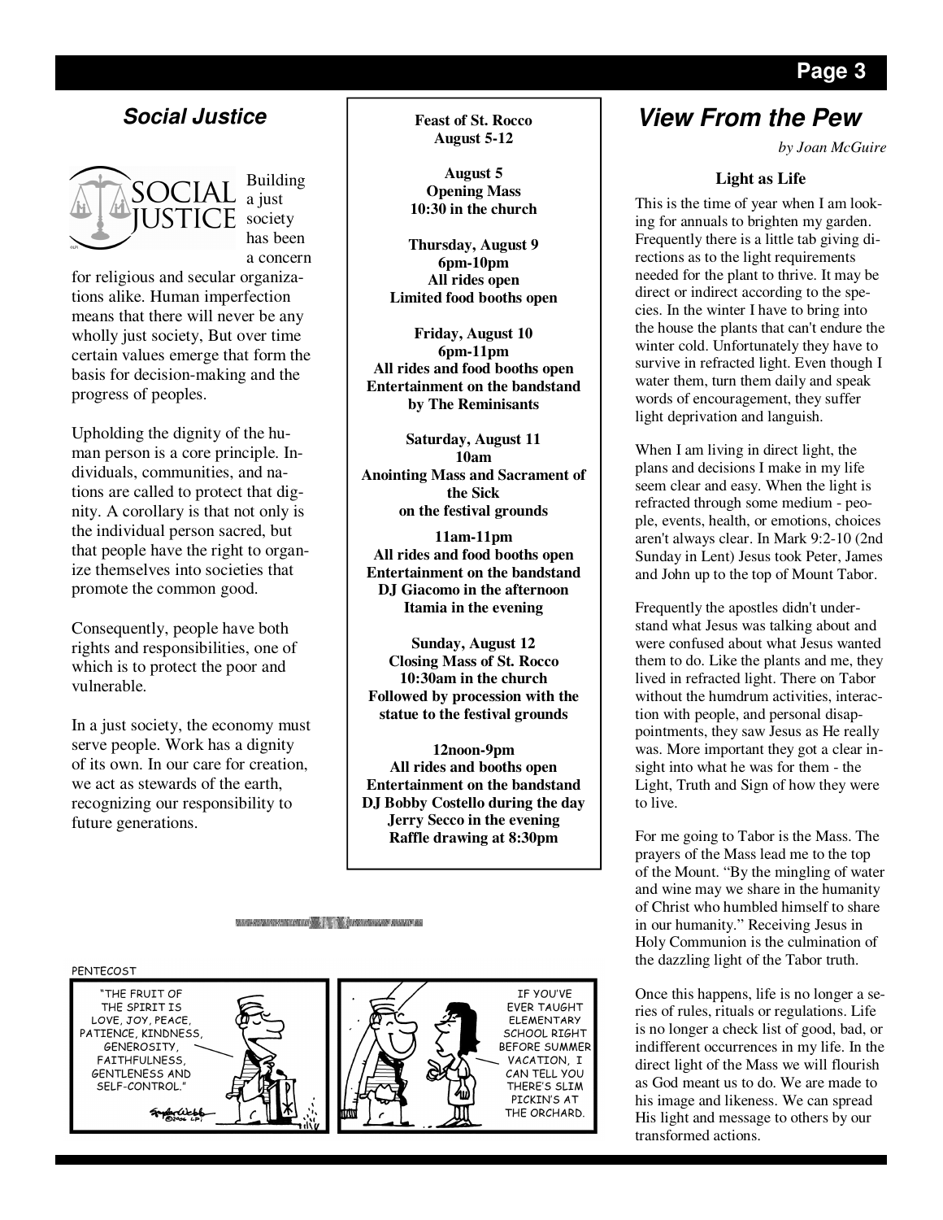## *Social Justice*

Building a just society has been a concern for religious and secular organizations alike. Human imperfection means that there will never be any wholly just society, But over time certain values emerge that form the basis for decision-making and the progress of peoples.

Upholding the dignity of the human person is a core principle. Individuals, communities, and nations are called to protect that dignity. A corollary is that not only is the individual person sacred, but that people have the right to organize themselves into societies that promote the common good.

Consequently, people have both rights and responsibilities, one of which is to protect the poor and vulnerable.

In a just society, the economy must serve people. Work has a dignity of its own. In our care for creation, we act as stewards of the earth, recognizing our responsibility to future generations.

**Feast of St. Rocco**
**August 5-12**

**August 5**
**Opening Mass**
**10:30 in the church**

**Thursday, August 9**
**6pm-10pm**
**All rides open**
**Limited food booths open**

**Friday, August 10**
**6pm-11pm**
**All rides and food booths open**
**Entertainment on the bandstand by The Reminisants**

**Saturday, August 11**
**10am**
**Anointing Mass and Sacrament of the Sick on the festival grounds**

**11am-11pm**
**All rides and food booths open**
**Entertainment on the bandstand**
**DJ Giacomo in the afternoon**
**Itamia in the evening**

**Sunday, August 12**
**Closing Mass of St. Rocco**
**10:30am in the church**
**Followed by procession with the statue to the festival grounds**

**12noon-9pm**
**All rides and booths open**
**Entertainment on the bandstand**
**DJ Bobby Costello during the day**
**Jerry Secco in the evening**
**Raffle drawing at 8:30pm**

## *View From the Pew*

*by Joan McGuire*

### Light as Life

This is the time of year when I am looking for annuals to brighten my garden. Frequently there is a little tab giving directions as to the light requirements needed for the plant to thrive. It may be direct or indirect according to the species. In the winter I have to bring into the house the plants that can't endure the winter cold. Unfortunately they have to survive in refracted light. Even though I water them, turn them daily and speak words of encouragement, they suffer light deprivation and languish.

When I am living in direct light, the plans and decisions I make in my life seem clear and easy. When the light is refracted through some medium - people, events, health, or emotions, choices aren't always clear. In Mark 9:2-10 (2nd Sunday in Lent) Jesus took Peter, James and John up to the top of Mount Tabor.

Frequently the apostles didn't understand what Jesus was talking about and were confused about what Jesus wanted them to do. Like the plants and me, they lived in refracted light. There on Tabor without the humdrum activities, interaction with people, and personal disappointments, they saw Jesus as He really was. More important they got a clear insight into what he was for them - the Light, Truth and Sign of how they were to live.

For me going to Tabor is the Mass. The prayers of the Mass lead me to the top of the Mount. "By the mingling of water and wine may we share in the humanity of Christ who humbled himself to share in our humanity." Receiving Jesus in Holy Communion is the culmination of the dazzling light of the Tabor truth.

Once this happens, life is no longer a series of rules, rituals or regulations. Life is no longer a check list of good, bad, or indifferent occurrences in my life. In the direct light of the Mass we will flourish as God meant us to do. We are made to his image and likeness. We can spread His light and message to others by our transformed actions.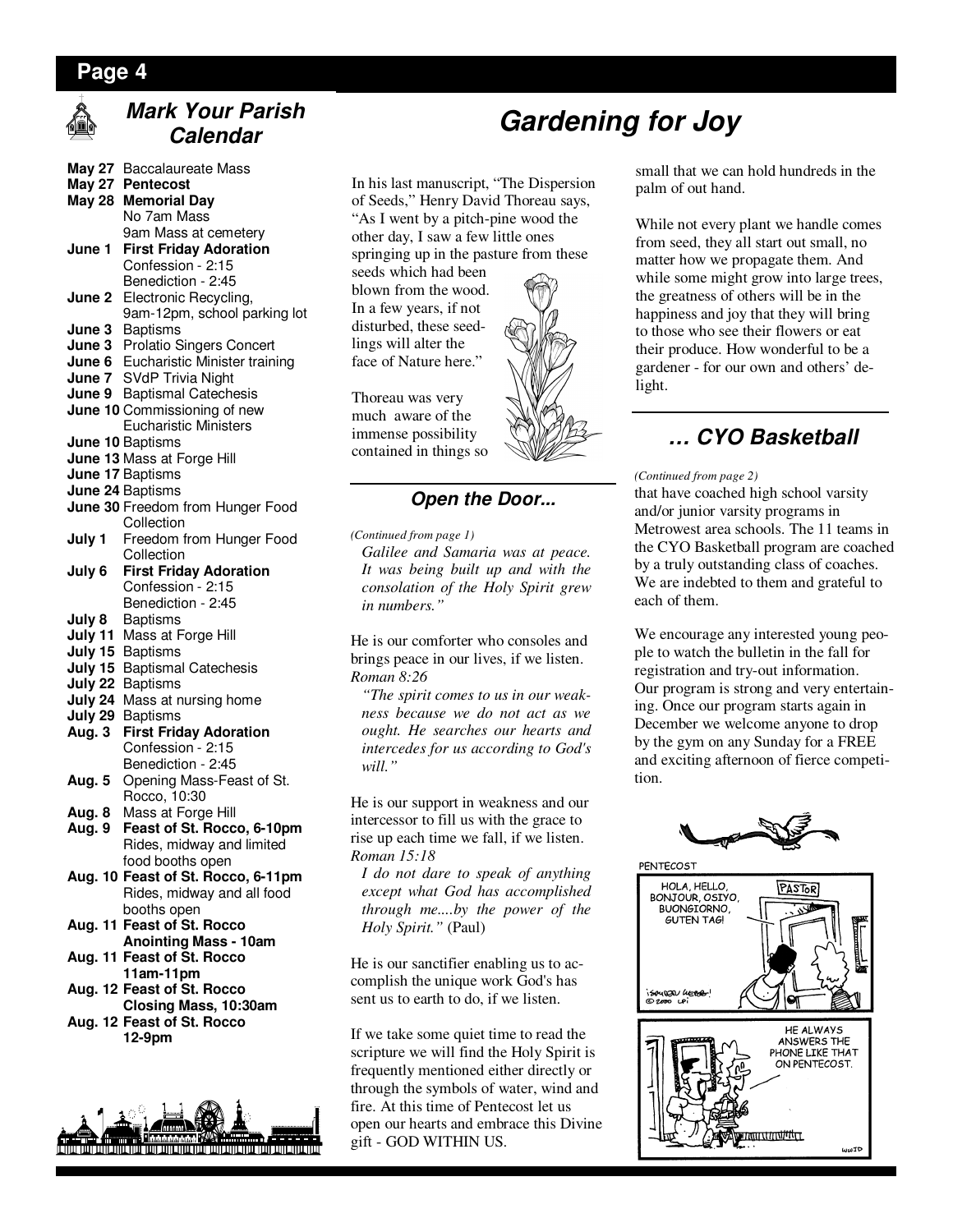## Mark Your Parish Calendar

**May 27** Baccalaureate Mass
**May 27 Pentecost**
**May 28 Memorial Day**
No 7am Mass
9am Mass at cemetery
**June 1 First Friday Adoration**
Confession - 2:15
Benediction - 2:45
**June 2** Electronic Recycling, 9am-12pm, school parking lot
**June 3** Baptisms
**June 3** Prolatio Singers Concert
**June 6** Eucharistic Minister training
**June 7** SVdP Trivia Night
**June 9** Baptismal Catechesis
**June 10** Commissioning of new Eucharistic Ministers
**June 10** Baptisms
**June 13** Mass at Forge Hill
**June 17** Baptisms
**June 24** Baptisms
**June 30** Freedom from Hunger Food Collection
**July 1** Freedom from Hunger Food Collection
**July 6 First Friday Adoration**
Confession - 2:15
Benediction - 2:45
**July 8** Baptisms
**July 11** Mass at Forge Hill
**July 15** Baptisms
**July 15** Baptismal Catechesis
**July 22** Baptisms
**July 24** Mass at nursing home
**July 29** Baptisms
**Aug. 3 First Friday Adoration**
Confession - 2:15
Benediction - 2:45
**Aug. 5** Opening Mass-Feast of St. Rocco, 10:30
**Aug. 8** Mass at Forge Hill
**Aug. 9 Feast of St. Rocco, 6-10pm**
Rides, midway and limited food booths open
**Aug. 10 Feast of St. Rocco, 6-11pm**
Rides, midway and all food booths open
**Aug. 11 Feast of St. Rocco Anointing Mass - 10am**
**Aug. 11 Feast of St. Rocco 11am-11pm**
**Aug. 12 Feast of St. Rocco Closing Mass, 10:30am**
**Aug. 12 Feast of St. Rocco 12-9pm**

# Gardening for Joy

In his last manuscript, "The Dispersion of Seeds," Henry David Thoreau says, "As I went by a pitch-pine wood the other day, I saw a few little ones springing up in the pasture from these seeds which had been blown from the wood. In a few years, if not disturbed, these seedlings will alter the face of Nature here."

Thoreau was very much aware of the immense possibility contained in things so small that we can hold hundreds in the palm of out hand.

While not every plant we handle comes from seed, they all start out small, no matter how we propagate them. And while some might grow into large trees, the greatness of others will be in the happiness and joy that they will bring to those who see their flowers or eat their produce. How wonderful to be a gardener - for our own and others' delight.

### *Open the Door...*

*(Continued from page 1)*

*Galilee and Samaria was at peace. It was being built up and with the consolation of the Holy Spirit grew in numbers."*

He is our comforter who consoles and brings peace in our lives, if we listen. *Roman 8:26*

*"The spirit comes to us in our weakness because we do not act as we ought. He searches our hearts and intercedes for us according to God's will."*

He is our support in weakness and our intercessor to fill us with the grace to rise up each time we fall, if we listen. *Roman 15:18*

*I do not dare to speak of anything except what God has accomplished through me....by the power of the Holy Spirit."* (Paul)

He is our sanctifier enabling us to accomplish the unique work God's has sent us to earth to do, if we listen.

If we take some quiet time to read the scripture we will find the Holy Spirit is frequently mentioned either directly or through the symbols of water, wind and fire. At this time of Pentecost let us open our hearts and embrace this Divine gift - GOD WITHIN US.

## *... CYO Basketball*

*(Continued from page 2)*

that have coached high school varsity and/or junior varsity programs in Metrowest area schools. The 11 teams in the CYO Basketball program are coached by a truly outstanding class of coaches. We are indebted to them and grateful to each of them.

We encourage any interested young people to watch the bulletin in the fall for registration and try-out information. Our program is strong and very entertaining. Once our program starts again in December we welcome anyone to drop by the gym on any Sunday for a FREE and exciting afternoon of fierce competition.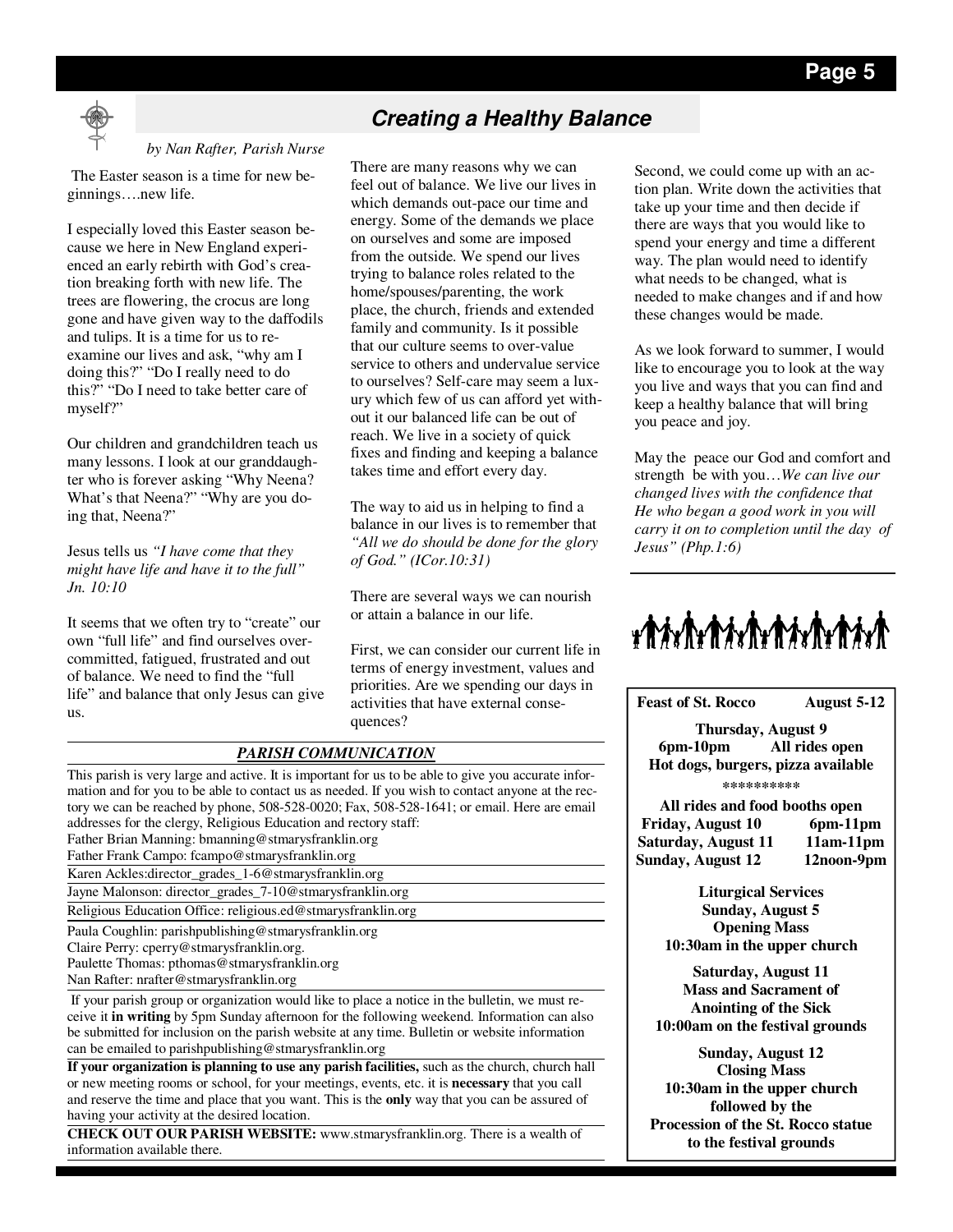## Creating a Healthy Balance

*by Nan Rafter, Parish Nurse*

The Easter season is a time for new beginnings….new life.

I especially loved this Easter season because we here in New England experienced an early rebirth with God's creation breaking forth with new life. The trees are flowering, the crocus are long gone and have given way to the daffodils and tulips. It is a time for us to reexamine our lives and ask, "why am I doing this?" "Do I really need to do this?" "Do I need to take better care of myself?"

Our children and grandchildren teach us many lessons. I look at our granddaughter who is forever asking "Why Neena? What's that Neena?" "Why are you doing that, Neena?"

Jesus tells us *"I have come that they might have life and have it to the full" Jn. 10:10*

It seems that we often try to "create" our own "full life" and find ourselves overcommitted, fatigued, frustrated and out of balance. We need to find the "full life" and balance that only Jesus can give us.

There are many reasons why we can feel out of balance. We live our lives in which demands out-pace our time and energy. Some of the demands we place on ourselves and some are imposed from the outside. We spend our lives trying to balance roles related to the home/spouses/parenting, the work place, the church, friends and extended family and community. Is it possible that our culture seems to over-value service to others and undervalue service to ourselves? Self-care may seem a luxury which few of us can afford yet without it our balanced life can be out of reach. We live in a society of quick fixes and finding and keeping a balance takes time and effort every day.

The way to aid us in helping to find a balance in our lives is to remember that *"All we do should be done for the glory of God." (ICor.10:31)*

There are several ways we can nourish or attain a balance in our life.

First, we can consider our current life in terms of energy investment, values and priorities. Are we spending our days in activities that have external consequences?

Second, we could come up with an action plan. Write down the activities that take up your time and then decide if there are ways that you would like to spend your energy and time a different way. The plan would need to identify what needs to be changed, what is needed to make changes and if and how these changes would be made.

As we look forward to summer, I would like to encourage you to look at the way you live and ways that you can find and keep a healthy balance that will bring you peace and joy.

May the peace our God and comfort and strength be with you…*We can live our changed lives with the confidence that He who began a good work in you will carry it on to completion until the day of Jesus" (Php.1:6)*

### *PARISH COMMUNICATION*

This parish is very large and active. It is important for us to be able to give you accurate information and for you to be able to contact us as needed. If you wish to contact anyone at the rectory we can be reached by phone, 508-528-0020; Fax, 508-528-1641; or email. Here are email addresses for the clergy, Religious Education and rectory staff:

Father Brian Manning: bmanning@stmarysfranklin.org
Father Frank Campo: fcampo@stmarysfranklin.org
Karen Ackles:director_grades_1-6@stmarysfranklin.org
Jayne Malonson: director_grades_7-10@stmarysfranklin.org
Religious Education Office: religious.ed@stmarysfranklin.org
Paula Coughlin: parishpublishing@stmarysfranklin.org
Claire Perry: cperry@stmarysfranklin.org.
Paulette Thomas: pthomas@stmarysfranklin.org
Nan Rafter: nrafter@stmarysfranklin.org

If your parish group or organization would like to place a notice in the bulletin, we must receive it **in writing** by 5pm Sunday afternoon for the following weekend. Information can also be submitted for inclusion on the parish website at any time. Bulletin or website information can be emailed to parishpublishing@stmarysfranklin.org

**If your organization is planning to use any parish facilities,** such as the church, church hall or new meeting rooms or school, for your meetings, events, etc. it is **necessary** that you call and reserve the time and place that you want. This is the **only** way that you can be assured of having your activity at the desired location.

**CHECK OUT OUR PARISH WEBSITE:** www.stmarysfranklin.org. There is a wealth of information available there.

**Feast of St. Rocco August 5-12**

**Thursday, August 9**
**6pm-10pm All rides open**
**Hot dogs, burgers, pizza available**

\*\*\*\*\*\*\*\*\*\*

**All rides and food booths open**
**Friday, August 10 6pm-11pm**
**Saturday, August 11 11am-11pm**
**Sunday, August 12 12noon-9pm**

**Liturgical Services**
**Sunday, August 5**
**Opening Mass**
**10:30am in the upper church**

**Saturday, August 11**
**Mass and Sacrament of Anointing of the Sick**
**10:00am on the festival grounds**

**Sunday, August 12**
**Closing Mass**
**10:30am in the upper church followed by the Procession of the St. Rocco statue to the festival grounds**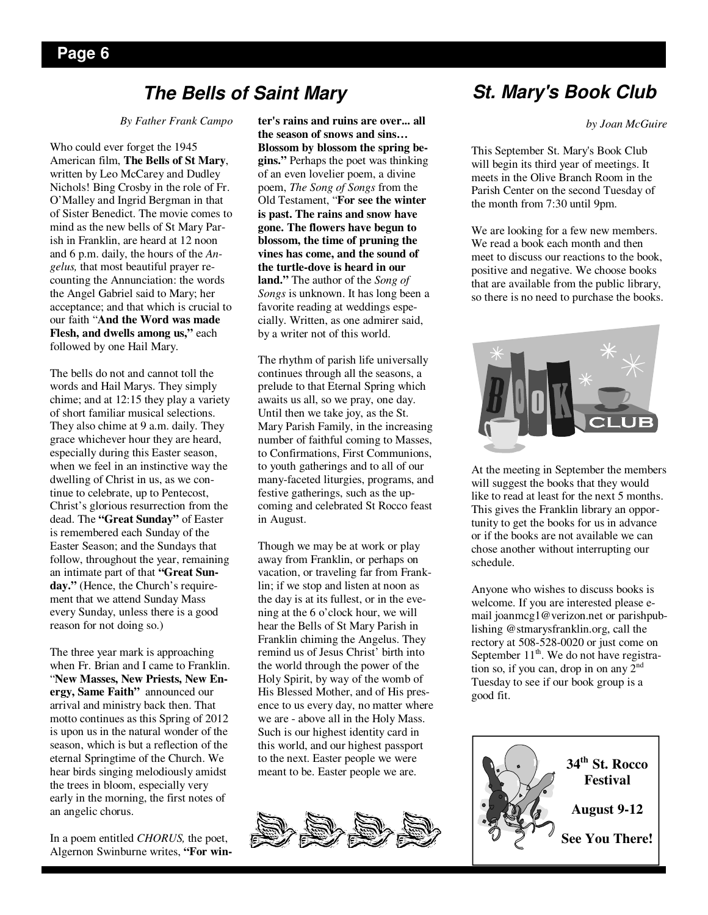# The Bells of Saint Mary

*By Father Frank Campo*

Who could ever forget the 1945 American film, **The Bells of St Mary**, written by Leo McCarey and Dudley Nichols! Bing Crosby in the role of Fr. O'Malley and Ingrid Bergman in that of Sister Benedict. The movie comes to mind as the new bells of St Mary Parish in Franklin, are heard at 12 noon and 6 p.m. daily, the hours of the *Angelus,* that most beautiful prayer recounting the Annunciation: the words the Angel Gabriel said to Mary; her acceptance; and that which is crucial to our faith "**And the Word was made Flesh, and dwells among us,"** each followed by one Hail Mary.

The bells do not and cannot toll the words and Hail Marys. They simply chime; and at 12:15 they play a variety of short familiar musical selections. They also chime at 9 a.m. daily. They grace whichever hour they are heard, especially during this Easter season, when we feel in an instinctive way the dwelling of Christ in us, as we continue to celebrate, up to Pentecost, Christ's glorious resurrection from the dead. The **"Great Sunday"** of Easter is remembered each Sunday of the Easter Season; and the Sundays that follow, throughout the year, remaining an intimate part of that **"Great Sunday."** (Hence, the Church's requirement that we attend Sunday Mass every Sunday, unless there is a good reason for not doing so.)

The three year mark is approaching when Fr. Brian and I came to Franklin. "**New Masses, New Priests, New Energy, Same Faith"** announced our arrival and ministry back then. That motto continues as this Spring of 2012 is upon us in the natural wonder of the season, which is but a reflection of the eternal Springtime of the Church. We hear birds singing melodiously amidst the trees in bloom, especially very early in the morning, the first notes of an angelic chorus.

In a poem entitled *CHORUS,* the poet, Algernon Swinburne writes, **"For winter's rains and ruins are over... all the season of snows and sins… Blossom by blossom the spring begins."** Perhaps the poet was thinking of an even lovelier poem, a divine poem, *The Song of Songs* from the Old Testament, "**For see the winter is past. The rains and snow have gone. The flowers have begun to blossom, the time of pruning the vines has come, and the sound of the turtle-dove is heard in our land."** The author of the *Song of Songs* is unknown. It has long been a favorite reading at weddings especially. Written, as one admirer said, by a writer not of this world.

The rhythm of parish life universally continues through all the seasons, a prelude to that Eternal Spring which awaits us all, so we pray, one day. Until then we take joy, as the St. Mary Parish Family, in the increasing number of faithful coming to Masses, to Confirmations, First Communions, to youth gatherings and to all of our many-faceted liturgies, programs, and festive gatherings, such as the upcoming and celebrated St Rocco feast in August.

Though we may be at work or play away from Franklin, or perhaps on vacation, or traveling far from Franklin; if we stop and listen at noon as the day is at its fullest, or in the evening at the 6 o'clock hour, we will hear the Bells of St Mary Parish in Franklin chiming the Angelus. They remind us of Jesus Christ' birth into the world through the power of the Holy Spirit, by way of the womb of His Blessed Mother, and of His presence to us every day, no matter where we are - above all in the Holy Mass. Such is our highest identity card in this world, and our highest passport to the next. Easter people we were meant to be. Easter people we are.

# St. Mary's Book Club

*by Joan McGuire*

This September St. Mary's Book Club will begin its third year of meetings. It meets in the Olive Branch Room in the Parish Center on the second Tuesday of the month from 7:30 until 9pm.

We are looking for a few new members. We read a book each month and then meet to discuss our reactions to the book, positive and negative. We choose books that are available from the public library, so there is no need to purchase the books.

At the meeting in September the members will suggest the books that they would like to read at least for the next 5 months. This gives the Franklin library an opportunity to get the books for us in advance or if the books are not available we can chose another without interrupting our schedule.

Anyone who wishes to discuss books is welcome. If you are interested please e-mail joanmcg1@verizon.net or parishpublishing @stmarysfranklin.org, call the rectory at 508-528-0020 or just come on September 11th. We do not have registration so, if you can, drop in on any 2nd Tuesday to see if our book group is a good fit.

**34th St. Rocco Festival**

**August 9-12**

**See You There!**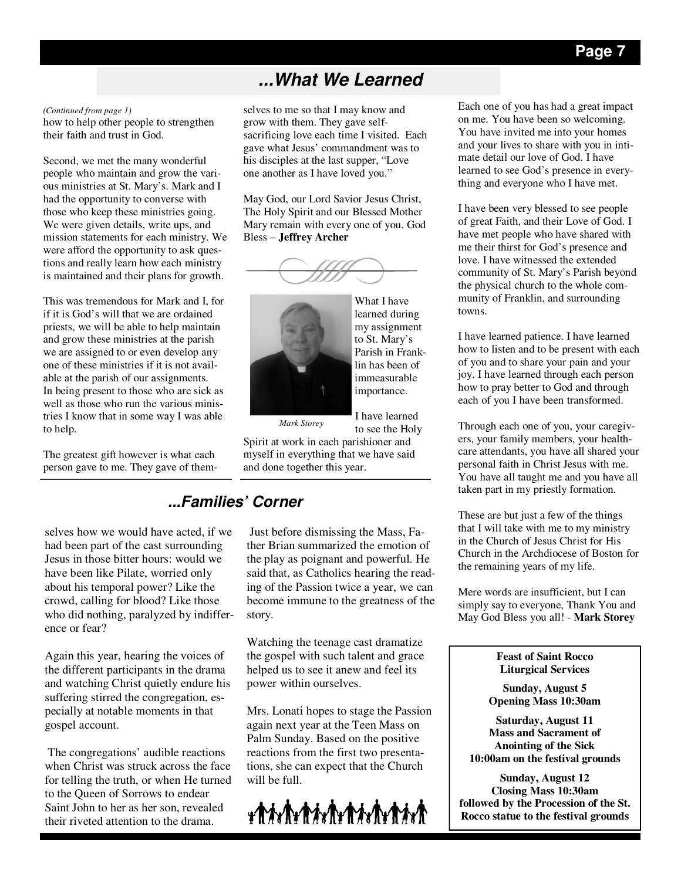## ...What We Learned

*(Continued from page 1)*

how to help other people to strengthen their faith and trust in God.

Second, we met the many wonderful people who maintain and grow the various ministries at St. Mary's. Mark and I had the opportunity to converse with those who keep these ministries going. We were given details, write ups, and mission statements for each ministry. We were afford the opportunity to ask questions and really learn how each ministry is maintained and their plans for growth.

This was tremendous for Mark and I, for if it is God's will that we are ordained priests, we will be able to help maintain and grow these ministries at the parish we are assigned to or even develop any one of these ministries if it is not available at the parish of our assignments. In being present to those who are sick as well as those who run the various ministries I know that in some way I was able to help.

The greatest gift however is what each person gave to me. They gave of themselves to me so that I may know and grow with them. They gave self-sacrificing love each time I visited. Each gave what Jesus' commandment was to his disciples at the last supper, "Love one another as I have loved you."

May God, our Lord Savior Jesus Christ, The Holy Spirit and our Blessed Mother Mary remain with every one of you. God Bless – **Jeffrey Archer**

*Mark Storey*

What I have learned during my assignment to St. Mary's Parish in Franklin has been of immeasurable importance.

I have learned to see the Holy Spirit at work in each parishioner and myself in everything that we have said and done together this year.

Each one of you has had a great impact on me. You have been so welcoming. You have invited me into your homes and your lives to share with you in intimate detail our love of God. I have learned to see God's presence in everything and everyone who I have met.

I have been very blessed to see people of great Faith, and their Love of God. I have met people who have shared with me their thirst for God's presence and love. I have witnessed the extended community of St. Mary's Parish beyond the physical church to the whole community of Franklin, and surrounding towns.

I have learned patience. I have learned how to listen and to be present with each of you and to share your pain and your joy. I have learned through each person how to pray better to God and through each of you I have been transformed.

Through each one of you, your caregivers, your family members, your healthcare attendants, you have all shared your personal faith in Christ Jesus with me. You have all taught me and you have all taken part in my priestly formation.

These are but just a few of the things that I will take with me to my ministry in the Church of Jesus Christ for His Church in the Archdiocese of Boston for the remaining years of my life.

Mere words are insufficient, but I can simply say to everyone, Thank You and May God Bless you all! - **Mark Storey**

## ...Families' Corner

selves how we would have acted, if we had been part of the cast surrounding Jesus in those bitter hours: would we have been like Pilate, worried only about his temporal power? Like the crowd, calling for blood? Like those who did nothing, paralyzed by indifference or fear?

Again this year, hearing the voices of the different participants in the drama and watching Christ quietly endure his suffering stirred the congregation, especially at notable moments in that gospel account.

The congregations' audible reactions when Christ was struck across the face for telling the truth, or when He turned to the Queen of Sorrows to endear Saint John to her as her son, revealed their riveted attention to the drama.

Just before dismissing the Mass, Father Brian summarized the emotion of the play as poignant and powerful. He said that, as Catholics hearing the reading of the Passion twice a year, we can become immune to the greatness of the story.

Watching the teenage cast dramatize the gospel with such talent and grace helped us to see it anew and feel its power within ourselves.

Mrs. Lonati hopes to stage the Passion again next year at the Teen Mass on Palm Sunday. Based on the positive reactions from the first two presentations, she can expect that the Church will be full.

**Feast of Saint Rocco Liturgical Services**

**Sunday, August 5**
**Opening Mass 10:30am**

**Saturday, August 11**
**Mass and Sacrament of Anointing of the Sick**
**10:00am on the festival grounds**

**Sunday, August 12**
**Closing Mass 10:30am**
**followed by the Procession of the St. Rocco statue to the festival grounds**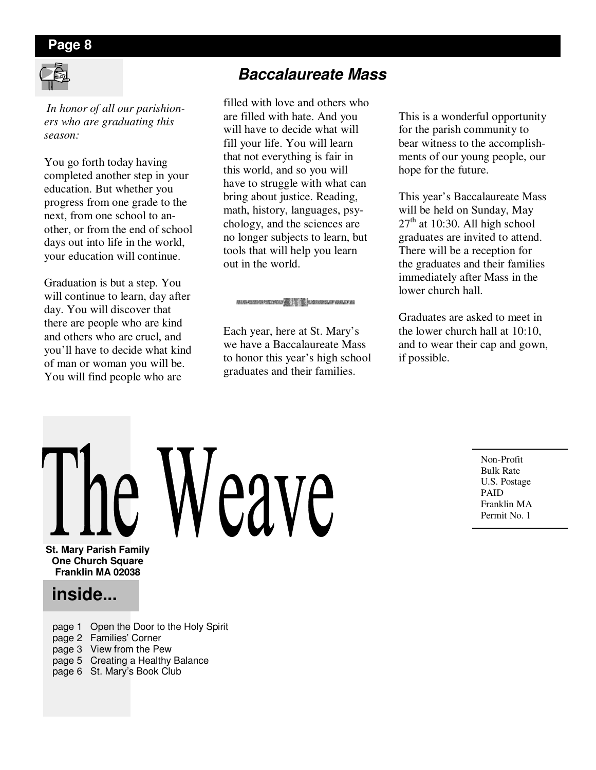## Baccalaureate Mass

*In honor of all our parishioners who are graduating this season:*

You go forth today having completed another step in your education. But whether you progress from one grade to the next, from one school to another, or from the end of school days out into life in the world, your education will continue.

Graduation is but a step. You will continue to learn, day after day. You will discover that there are people who are kind and others who are cruel, and you'll have to decide what kind of man or woman you will be. You will find people who are filled with love and others who are filled with hate. And you will have to decide what will fill your life. You will learn that not everything is fair in this world, and so you will have to struggle with what can bring about justice. Reading, math, history, languages, psychology, and the sciences are no longer subjects to learn, but tools that will help you learn out in the world.

---

Each year, here at St. Mary's we have a Baccalaureate Mass to honor this year's high school graduates and their families.

This is a wonderful opportunity for the parish community to bear witness to the accomplishments of our young people, our hope for the future.

This year's Baccalaureate Mass will be held on Sunday, May 27th at 10:30. All high school graduates are invited to attend. There will be a reception for the graduates and their families immediately after Mass in the lower church hall.

Graduates are asked to meet in the lower church hall at 10:10, and to wear their cap and gown, if possible.

# The Weave

**St. Mary Parish Family**
**One Church Square**
**Franklin MA 02038**

Non-Profit
Bulk Rate
U.S. Postage
PAID
Franklin MA
Permit No. 1

## inside...

- page 1 Open the Door to the Holy Spirit
- page 2 Families' Corner
- page 3 View from the Pew
- page 5 Creating a Healthy Balance
- page 6 St. Mary's Book Club